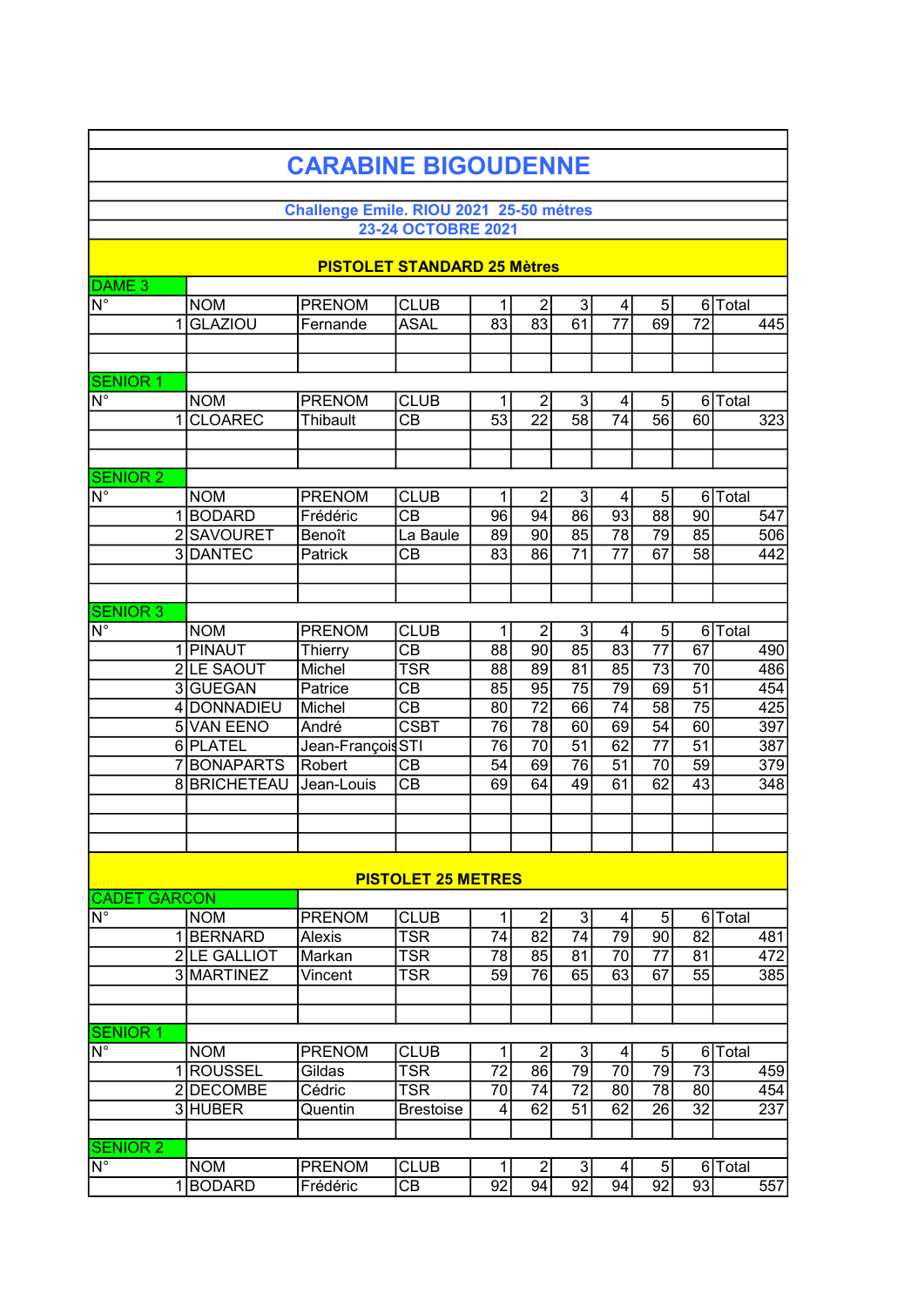# CARABINE BIGOUDENNE

**Challenge Emile. RIOU 2021 25-50 métres**
**23-24 OCTOBRE 2021**

## PISTOLET STANDARD 25 Mètres

### DAME 3

| N° | NOM | PRENOM | CLUB | 1 | 2 | 3 | 4 | 5 | 6 | Total |
|---|---|---|---|---|---|---|---|---|---|---|
| 1 | GLAZIOU | Fernande | ASAL | 83 | 83 | 61 | 77 | 69 | 72 | 445 |

### SENIOR 1

| N° | NOM | PRENOM | CLUB | 1 | 2 | 3 | 4 | 5 | 6 | Total |
|---|---|---|---|---|---|---|---|---|---|---|
| 1 | CLOAREC | Thibault | CB | 53 | 22 | 58 | 74 | 56 | 60 | 323 |

### SENIOR 2

| N° | NOM | PRENOM | CLUB | 1 | 2 | 3 | 4 | 5 | 6 | Total |
|---|---|---|---|---|---|---|---|---|---|---|
| 1 | BODARD | Frédéric | CB | 96 | 94 | 86 | 93 | 88 | 90 | 547 |
| 2 | SAVOURET | Benoît | La Baule | 89 | 90 | 85 | 78 | 79 | 85 | 506 |
| 3 | DANTEC | Patrick | CB | 83 | 86 | 71 | 77 | 67 | 58 | 442 |

### SENIOR 3

| N° | NOM | PRENOM | CLUB | 1 | 2 | 3 | 4 | 5 | 6 | Total |
|---|---|---|---|---|---|---|---|---|---|---|
| 1 | PINAUT | Thierry | CB | 88 | 90 | 85 | 83 | 77 | 67 | 490 |
| 2 | LE SAOUT | Michel | TSR | 88 | 89 | 81 | 85 | 73 | 70 | 486 |
| 3 | GUEGAN | Patrice | CB | 85 | 95 | 75 | 79 | 69 | 51 | 454 |
| 4 | DONNADIEU | Michel | CB | 80 | 72 | 66 | 74 | 58 | 75 | 425 |
| 5 | VAN EENO | André | CSBT | 76 | 78 | 60 | 69 | 54 | 60 | 397 |
| 6 | PLATEL | Jean-François | STI | 76 | 70 | 51 | 62 | 77 | 51 | 387 |
| 7 | BONAPARTS | Robert | CB | 54 | 69 | 76 | 51 | 70 | 59 | 379 |
| 8 | BRICHETEAU | Jean-Louis | CB | 69 | 64 | 49 | 61 | 62 | 43 | 348 |

## PISTOLET 25 METRES

### CADET GARCON

| N° | NOM | PRENOM | CLUB | 1 | 2 | 3 | 4 | 5 | 6 | Total |
|---|---|---|---|---|---|---|---|---|---|---|
| 1 | BERNARD | Alexis | TSR | 74 | 82 | 74 | 79 | 90 | 82 | 481 |
| 2 | LE GALLIOT | Markan | TSR | 78 | 85 | 81 | 70 | 77 | 81 | 472 |
| 3 | MARTINEZ | Vincent | TSR | 59 | 76 | 65 | 63 | 67 | 55 | 385 |

### SENIOR 1

| N° | NOM | PRENOM | CLUB | 1 | 2 | 3 | 4 | 5 | 6 | Total |
|---|---|---|---|---|---|---|---|---|---|---|
| 1 | ROUSSEL | Gildas | TSR | 72 | 86 | 79 | 70 | 79 | 73 | 459 |
| 2 | DECOMBE | Cédric | TSR | 70 | 74 | 72 | 80 | 78 | 80 | 454 |
| 3 | HUBER | Quentin | Brestoise | 4 | 62 | 51 | 62 | 26 | 32 | 237 |

### SENIOR 2

| N° | NOM | PRENOM | CLUB | 1 | 2 | 3 | 4 | 5 | 6 | Total |
|---|---|---|---|---|---|---|---|---|---|---|
| 1 | BODARD | Frédéric | CB | 92 | 94 | 92 | 94 | 92 | 93 | 557 |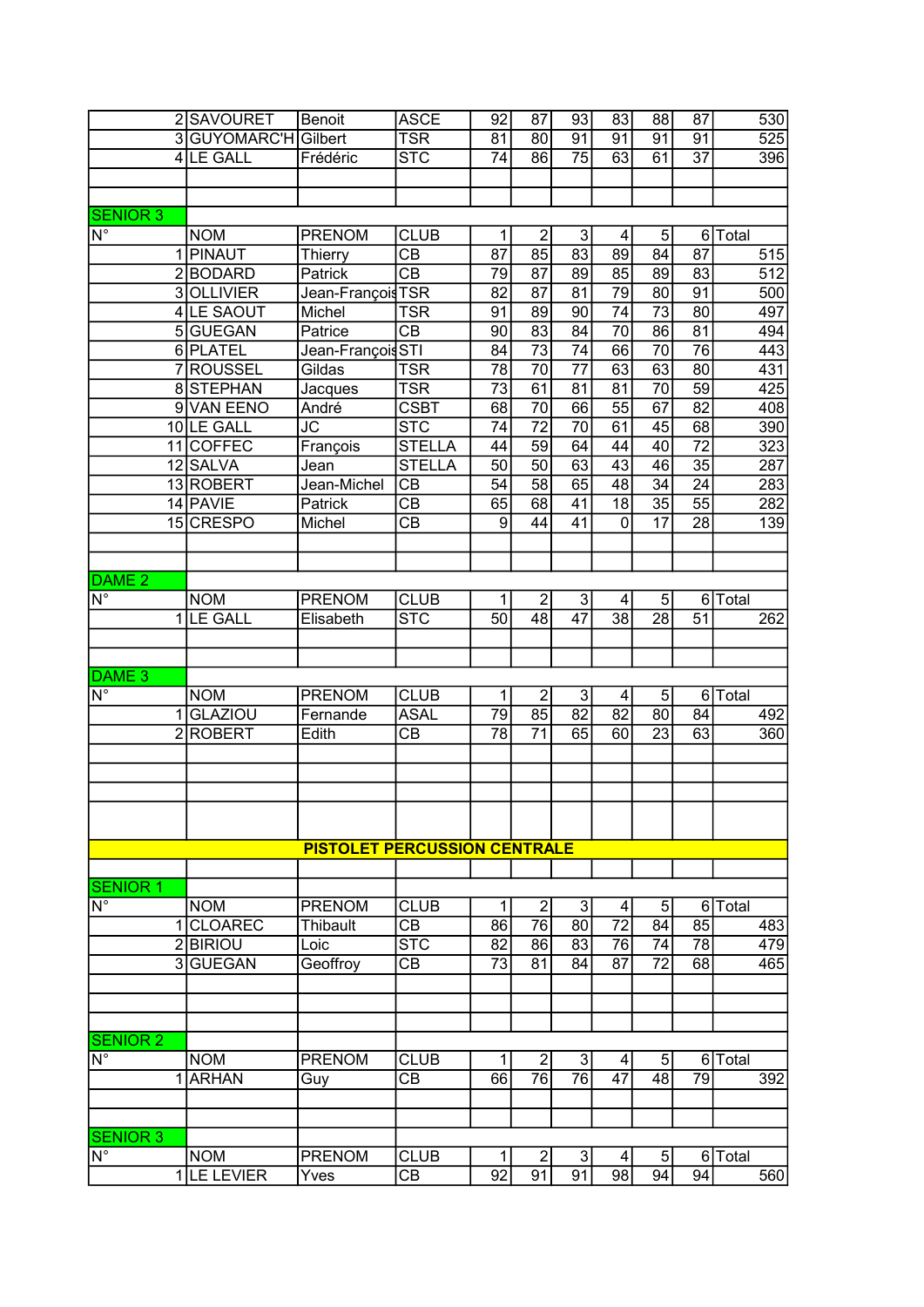| N° | NOM | PRENOM | CLUB | 1 | 2 | 3 | 4 | 5 | 6 | Total |
|---|---|---|---|---|---|---|---|---|---|---|
| 2 | SAVOURET | Benoit | ASCE | 92 | 87 | 93 | 83 | 88 | 87 | 530 |
| 3 | GUYOMARC'H | Gilbert | TSR | 81 | 80 | 91 | 91 | 91 | 91 | 525 |
| 4 | LE GALL | Frédéric | STC | 74 | 86 | 75 | 63 | 61 | 37 | 396 |

## SENIOR 3

| N° | NOM | PRENOM | CLUB | 1 | 2 | 3 | 4 | 5 | 6 | Total |
|---|---|---|---|---|---|---|---|---|---|---|
| 1 | PINAUT | Thierry | CB | 87 | 85 | 83 | 89 | 84 | 87 | 515 |
| 2 | BODARD | Patrick | CB | 79 | 87 | 89 | 85 | 89 | 83 | 512 |
| 3 | OLLIVIER | Jean-François | TSR | 82 | 87 | 81 | 79 | 80 | 91 | 500 |
| 4 | LE SAOUT | Michel | TSR | 91 | 89 | 90 | 74 | 73 | 80 | 497 |
| 5 | GUEGAN | Patrice | CB | 90 | 83 | 84 | 70 | 86 | 81 | 494 |
| 6 | PLATEL | Jean-François | STI | 84 | 73 | 74 | 66 | 70 | 76 | 443 |
| 7 | ROUSSEL | Gildas | TSR | 78 | 70 | 77 | 63 | 63 | 80 | 431 |
| 8 | STEPHAN | Jacques | TSR | 73 | 61 | 81 | 81 | 70 | 59 | 425 |
| 9 | VAN EENO | André | CSBT | 68 | 70 | 66 | 55 | 67 | 82 | 408 |
| 10 | LE GALL | JC | STC | 74 | 72 | 70 | 61 | 45 | 68 | 390 |
| 11 | COFFEC | François | STELLA | 44 | 59 | 64 | 44 | 40 | 72 | 323 |
| 12 | SALVA | Jean | STELLA | 50 | 50 | 63 | 43 | 46 | 35 | 287 |
| 13 | ROBERT | Jean-Michel | CB | 54 | 58 | 65 | 48 | 34 | 24 | 283 |
| 14 | PAVIE | Patrick | CB | 65 | 68 | 41 | 18 | 35 | 55 | 282 |
| 15 | CRESPO | Michel | CB | 9 | 44 | 41 | 0 | 17 | 28 | 139 |

## DAME 2

| N° | NOM | PRENOM | CLUB | 1 | 2 | 3 | 4 | 5 | 6 | Total |
|---|---|---|---|---|---|---|---|---|---|---|
| 1 | LE GALL | Elisabeth | STC | 50 | 48 | 47 | 38 | 28 | 51 | 262 |

## DAME 3

| N° | NOM | PRENOM | CLUB | 1 | 2 | 3 | 4 | 5 | 6 | Total |
|---|---|---|---|---|---|---|---|---|---|---|
| 1 | GLAZIOU | Fernande | ASAL | 79 | 85 | 82 | 82 | 80 | 84 | 492 |
| 2 | ROBERT | Edith | CB | 78 | 71 | 65 | 60 | 23 | 63 | 360 |

# PISTOLET PERCUSSION CENTRALE

## SENIOR 1

| N° | NOM | PRENOM | CLUB | 1 | 2 | 3 | 4 | 5 | 6 | Total |
|---|---|---|---|---|---|---|---|---|---|---|
| 1 | CLOAREC | Thibault | CB | 86 | 76 | 80 | 72 | 84 | 85 | 483 |
| 2 | BIRIOU | Loic | STC | 82 | 86 | 83 | 76 | 74 | 78 | 479 |
| 3 | GUEGAN | Geoffroy | CB | 73 | 81 | 84 | 87 | 72 | 68 | 465 |

## SENIOR 2

| N° | NOM | PRENOM | CLUB | 1 | 2 | 3 | 4 | 5 | 6 | Total |
|---|---|---|---|---|---|---|---|---|---|---|
| 1 | ARHAN | Guy | CB | 66 | 76 | 76 | 47 | 48 | 79 | 392 |

## SENIOR 3

| N° | NOM | PRENOM | CLUB | 1 | 2 | 3 | 4 | 5 | 6 | Total |
|---|---|---|---|---|---|---|---|---|---|---|
| 1 | LE LEVIER | Yves | CB | 92 | 91 | 91 | 98 | 94 | 94 | 560 |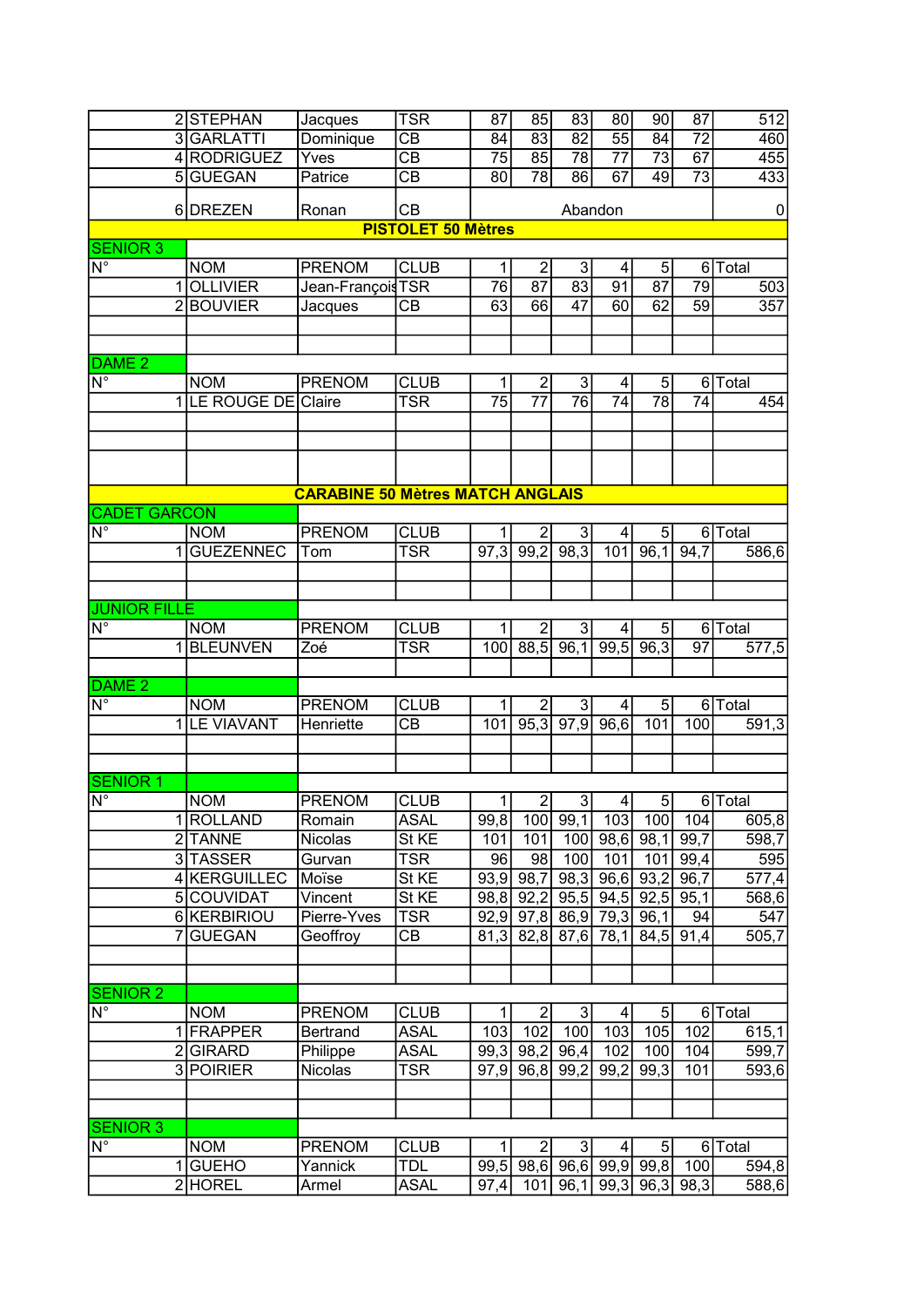| N° | NOM | PRENOM | CLUB | 1 | 2 | 3 | 4 | 5 | 6 | Total |
|---|---|---|---|---|---|---|---|---|---|---|
| 2 | STEPHAN | Jacques | TSR | 87 | 85 | 83 | 80 | 90 | 87 | 512 |
| 3 | GARLATTI | Dominique | CB | 84 | 83 | 82 | 55 | 84 | 72 | 460 |
| 4 | RODRIGUEZ | Yves | CB | 75 | 85 | 78 | 77 | 73 | 67 | 455 |
| 5 | GUEGAN | Patrice | CB | 80 | 78 | 86 | 67 | 49 | 73 | 433 |
| 6 | DREZEN | Ronan | CB | Abandon | | | | | | 0 |

## PISTOLET 50 Mètres

**SENIOR 3**

| N° | NOM | PRENOM | CLUB | 1 | 2 | 3 | 4 | 5 | 6 | Total |
|---|---|---|---|---|---|---|---|---|---|---|
| 1 | OLLIVIER | Jean-François | TSR | 76 | 87 | 83 | 91 | 87 | 79 | 503 |
| 2 | BOUVIER | Jacques | CB | 63 | 66 | 47 | 60 | 62 | 59 | 357 |

**DAME 2**

| N° | NOM | PRENOM | CLUB | 1 | 2 | 3 | 4 | 5 | 6 | Total |
|---|---|---|---|---|---|---|---|---|---|---|
| 1 | LE ROUGE DE | Claire | TSR | 75 | 77 | 76 | 74 | 78 | 74 | 454 |

## CARABINE 50 Mètres MATCH ANGLAIS

**CADET GARCON**

| N° | NOM | PRENOM | CLUB | 1 | 2 | 3 | 4 | 5 | 6 | Total |
|---|---|---|---|---|---|---|---|---|---|---|
| 1 | GUEZENNEC | Tom | TSR | 97,3 | 99,2 | 98,3 | 101 | 96,1 | 94,7 | 586,6 |

**JUNIOR FILLE**

| N° | NOM | PRENOM | CLUB | 1 | 2 | 3 | 4 | 5 | 6 | Total |
|---|---|---|---|---|---|---|---|---|---|---|
| 1 | BLEUNVEN | Zoé | TSR | 100 | 88,5 | 96,1 | 99,5 | 96,3 | 97 | 577,5 |

**DAME 2**

| N° | NOM | PRENOM | CLUB | 1 | 2 | 3 | 4 | 5 | 6 | Total |
|---|---|---|---|---|---|---|---|---|---|---|
| 1 | LE VIAVANT | Henriette | CB | 101 | 95,3 | 97,9 | 96,6 | 101 | 100 | 591,3 |

**SENIOR 1**

| N° | NOM | PRENOM | CLUB | 1 | 2 | 3 | 4 | 5 | 6 | Total |
|---|---|---|---|---|---|---|---|---|---|---|
| 1 | ROLLAND | Romain | ASAL | 99,8 | 100 | 99,1 | 103 | 100 | 104 | 605,8 |
| 2 | TANNE | Nicolas | St KE | 101 | 101 | 100 | 98,6 | 98,1 | 99,7 | 598,7 |
| 3 | TASSER | Gurvan | TSR | 96 | 98 | 100 | 101 | 101 | 99,4 | 595 |
| 4 | KERGUILLEC | Moïse | St KE | 93,9 | 98,7 | 98,3 | 96,6 | 93,2 | 96,7 | 577,4 |
| 5 | COUVIDAT | Vincent | St KE | 98,8 | 92,2 | 95,5 | 94,5 | 92,5 | 95,1 | 568,6 |
| 6 | KERBIRIOU | Pierre-Yves | TSR | 92,9 | 97,8 | 86,9 | 79,3 | 96,1 | 94 | 547 |
| 7 | GUEGAN | Geoffroy | CB | 81,3 | 82,8 | 87,6 | 78,1 | 84,5 | 91,4 | 505,7 |

**SENIOR 2**

| N° | NOM | PRENOM | CLUB | 1 | 2 | 3 | 4 | 5 | 6 | Total |
|---|---|---|---|---|---|---|---|---|---|---|
| 1 | FRAPPER | Bertrand | ASAL | 103 | 102 | 100 | 103 | 105 | 102 | 615,1 |
| 2 | GIRARD | Philippe | ASAL | 99,3 | 98,2 | 96,4 | 102 | 100 | 104 | 599,7 |
| 3 | POIRIER | Nicolas | TSR | 97,9 | 96,8 | 99,2 | 99,2 | 99,3 | 101 | 593,6 |

**SENIOR 3**

| N° | NOM | PRENOM | CLUB | 1 | 2 | 3 | 4 | 5 | 6 | Total |
|---|---|---|---|---|---|---|---|---|---|---|
| 1 | GUEHO | Yannick | TDL | 99,5 | 98,6 | 96,6 | 99,9 | 99,8 | 100 | 594,8 |
| 2 | HOREL | Armel | ASAL | 97,4 | 101 | 96,1 | 99,3 | 96,3 | 98,3 | 588,6 |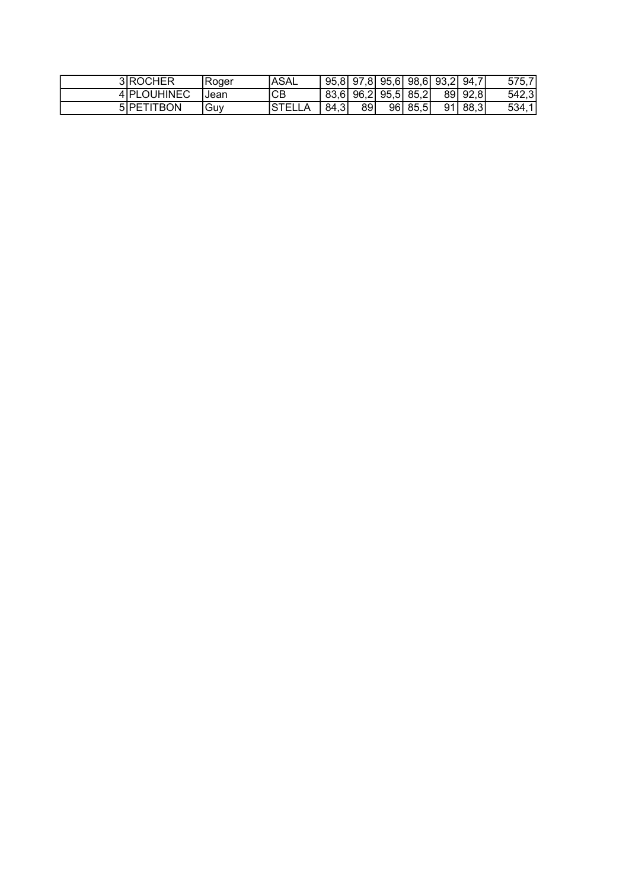| | | | | | | | | | | | |
|---|---|---|---|---|---|---|---|---|---|---|---|
| | 3 | ROCHER | Roger | ASAL | 95,8 | 97,8 | 95,6 | 98,6 | 93,2 | 94,7 | 575,7 |
| | 4 | PLOUHINEC | Jean | CB | 83,6 | 96,2 | 95,5 | 85,2 | 89 | 92,8 | 542,3 |
| | 5 | PETITBON | Guy | STELLA | 84,3 | 89 | 96 | 85,5 | 91 | 88,3 | 534,1 |